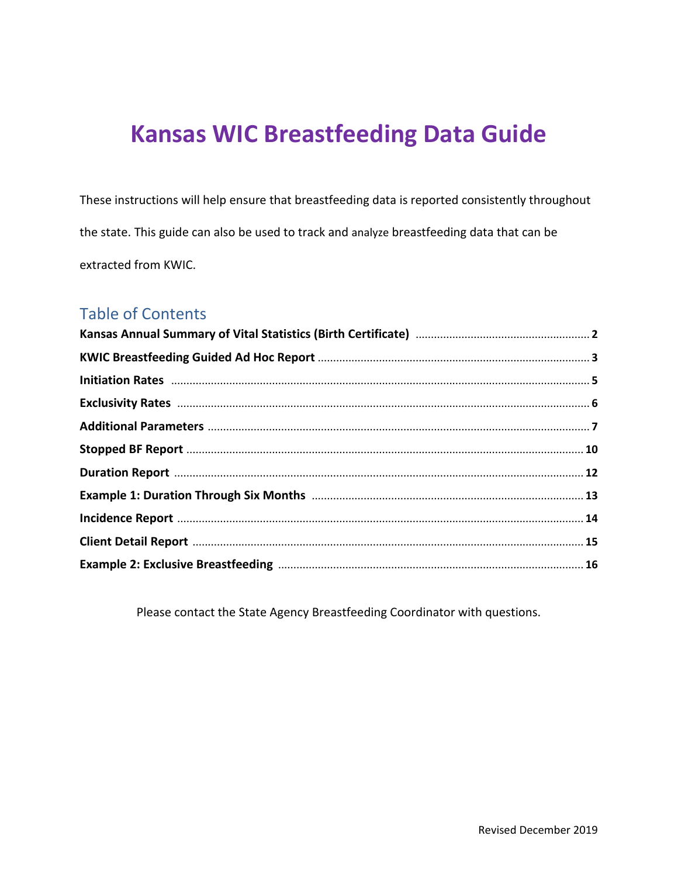# Kansas WIC Breastfeeding Data Guide

These instructions will help ensure that breastfeeding data is reported consistently throughout the state. This guide can also be used to track and analyze breastfeeding data that can be extracted from KWIC.

## Table of Contents

**Kansas Annual Summary of Vital Statistics (Birth Certificate)** ........ **2**

**KWIC Breastfeeding Guided Ad Hoc Report** ........ **3**

**Initiation Rates** ........ **5**

**Exclusivity Rates** ........ **6**

**Additional Parameters** ........ **7**

**Stopped BF Report** ........ **10**

**Duration Report** ........ **12**

**Example 1: Duration Through Six Months** ........ **13**

**Incidence Report** ........ **14**

**Client Detail Report** ........ **15**

**Example 2: Exclusive Breastfeeding** ........ **16**

Please contact the State Agency Breastfeeding Coordinator with questions.

Revised December 2019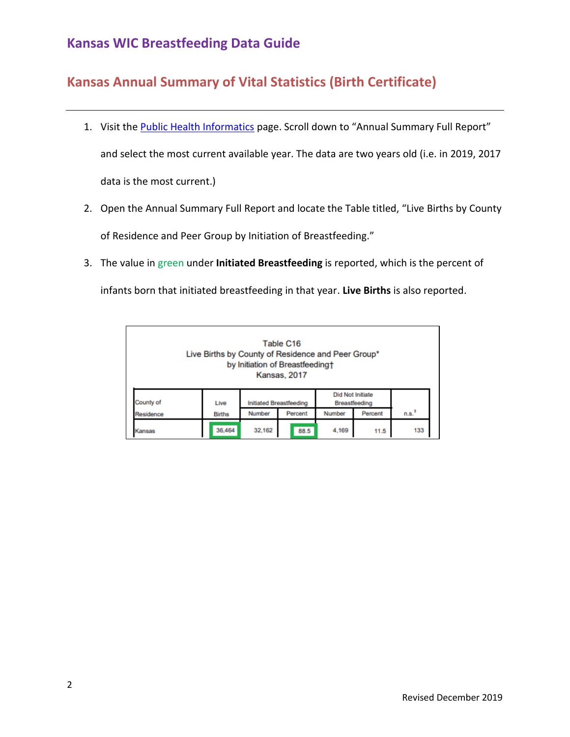# Kansas WIC Breastfeeding Data Guide

## Kansas Annual Summary of Vital Statistics (Birth Certificate)

1. Visit the Public Health Informatics page. Scroll down to "Annual Summary Full Report" and select the most current available year. The data are two years old (i.e. in 2019, 2017 data is the most current.)
2. Open the Annual Summary Full Report and locate the Table titled, "Live Births by County of Residence and Peer Group by Initiation of Breastfeeding."
3. The value in green under **Initiated Breastfeeding** is reported, which is the percent of infants born that initiated breastfeeding in that year. **Live Births** is also reported.

Table C16
Live Births by County of Residence and Peer Group*
by Initiation of Breastfeeding†
Kansas, 2017

| County of Residence | Live Births | Initiated Breastfeeding | | Did Not Initiate Breastfeeding | | n.s.‡ |
|---|---|---|---|---|---|---|
| | | Number | Percent | Number | Percent | |
| Kansas | 36,464 | 32,162 | 88.5 | 4,169 | 11.5 | 133 |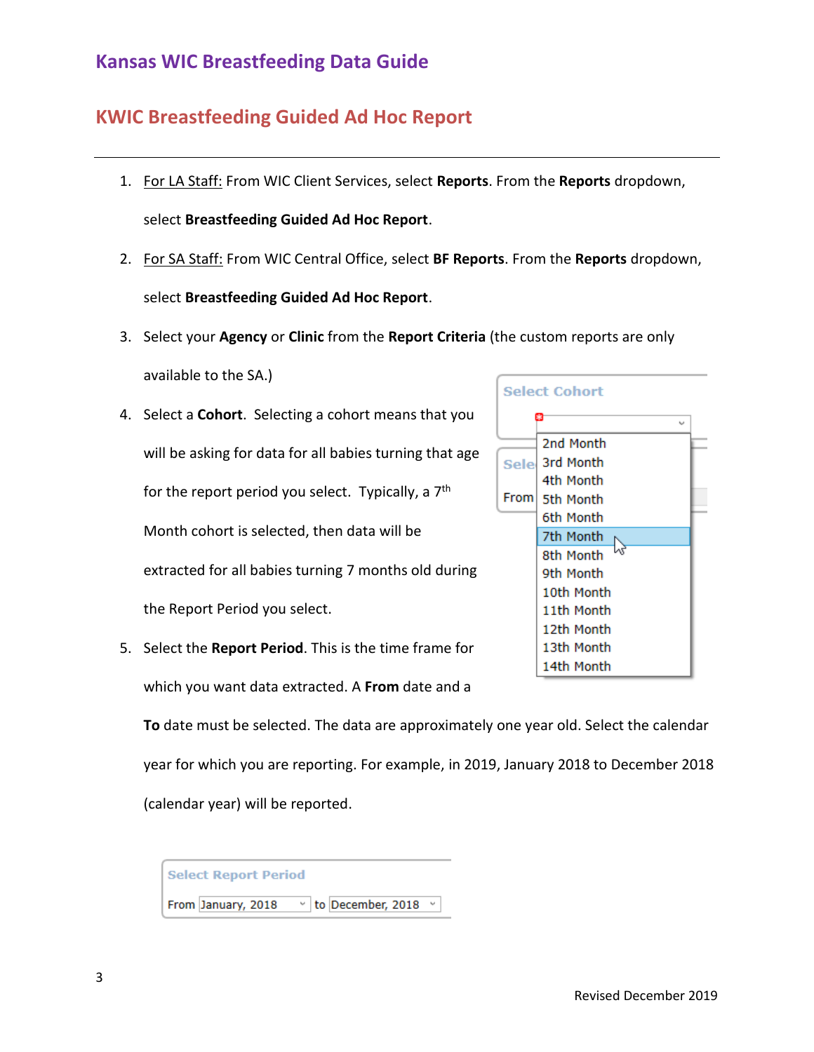# Kansas WIC Breastfeeding Data Guide

## KWIC Breastfeeding Guided Ad Hoc Report

---

1. For LA Staff: From WIC Client Services, select **Reports**. From the **Reports** dropdown, select **Breastfeeding Guided Ad Hoc Report**.
2. For SA Staff: From WIC Central Office, select **BF Reports**. From the **Reports** dropdown, select **Breastfeeding Guided Ad Hoc Report**.
3. Select your **Agency** or **Clinic** from the **Report Criteria** (the custom reports are only available to the SA.)
4. Select a **Cohort**. Selecting a cohort means that you will be asking for data for all babies turning that age for the report period you select. Typically, a 7th Month cohort is selected, then data will be extracted for all babies turning 7 months old during the Report Period you select.
5. Select the **Report Period**. This is the time frame for which you want data extracted. A **From** date and a **To** date must be selected. The data are approximately one year old. Select the calendar year for which you are reporting. For example, in 2019, January 2018 to December 2018 (calendar year) will be reported.

Revised December 2019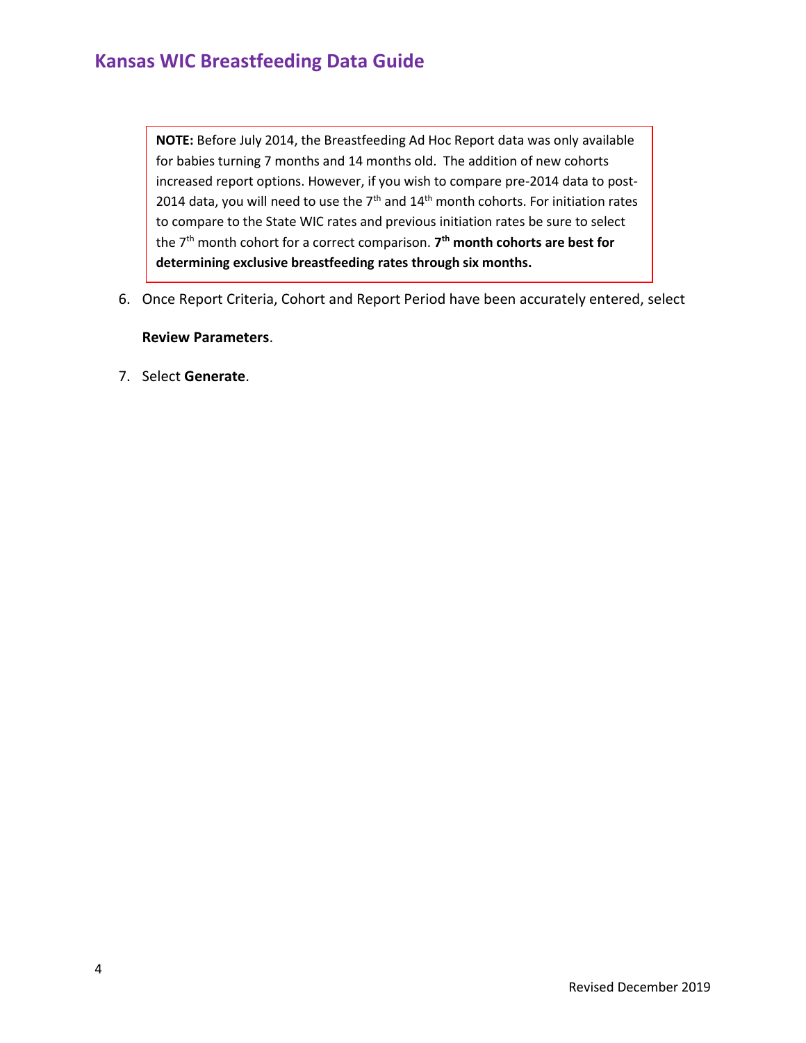> **NOTE:** Before July 2014, the Breastfeeding Ad Hoc Report data was only available for babies turning 7 months and 14 months old. The addition of new cohorts increased report options. However, if you wish to compare pre-2014 data to post-2014 data, you will need to use the 7th and 14th month cohorts. For initiation rates to compare to the State WIC rates and previous initiation rates be sure to select the 7th month cohort for a correct comparison. **7th month cohorts are best for determining exclusive breastfeeding rates through six months.**

6. Once Report Criteria, Cohort and Report Period have been accurately entered, select **Review Parameters**.
7. Select **Generate**.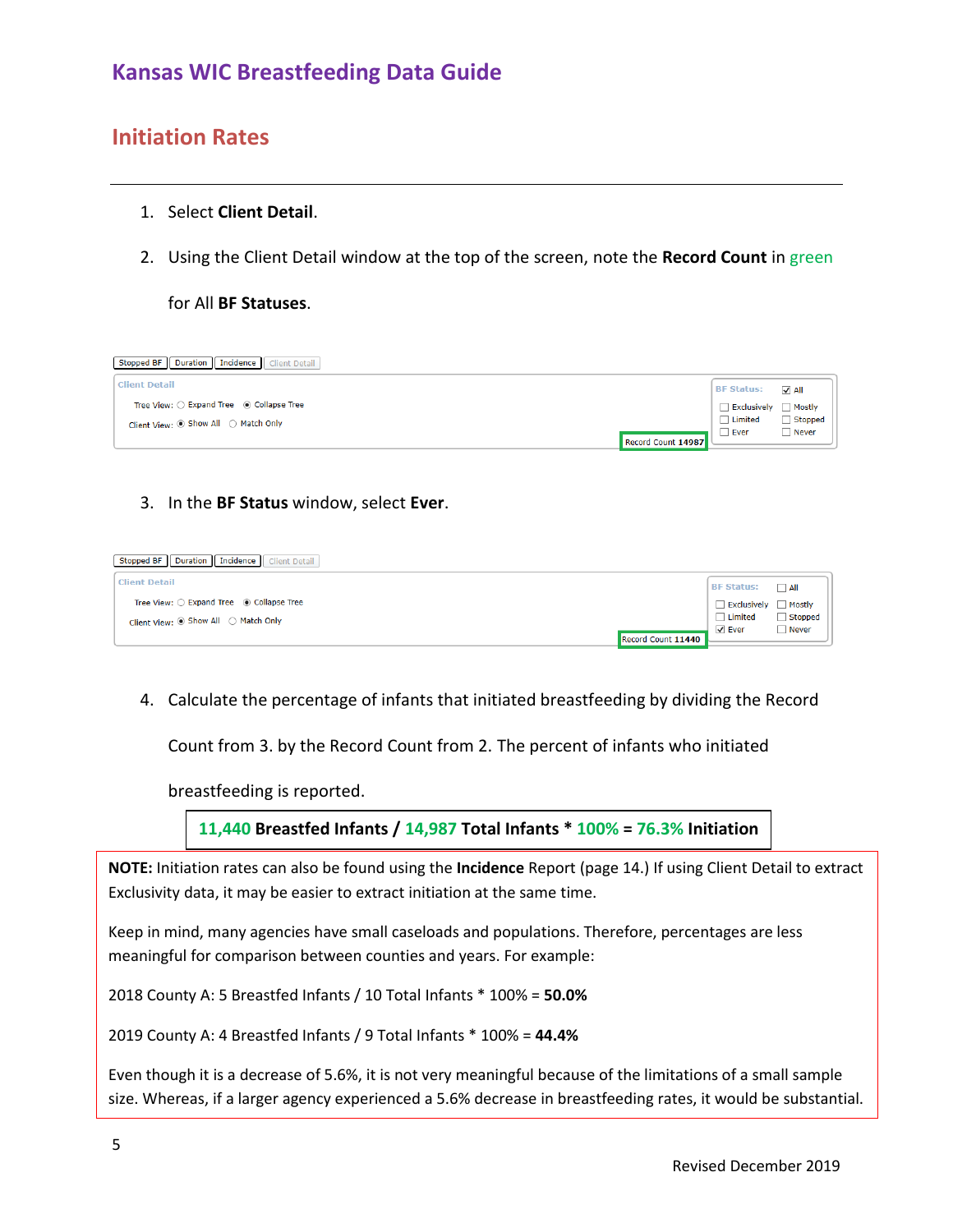# Kansas WIC Breastfeeding Data Guide

## Initiation Rates

1. Select **Client Detail**.

2. Using the Client Detail window at the top of the screen, note the **Record Count** in green for All **BF Statuses**.

Stopped BF | Duration | Incidence | Client Detail

Client Detail

Tree View: ○ Expand Tree ◉ Collapse Tree

Client View: ◉ Show All ○ Match Only

Record Count 14987

BF Status: ☑ All ☐ Exclusively ☐ Mostly ☐ Limited ☐ Stopped ☐ Ever ☐ Never

3. In the **BF Status** window, select **Ever**.

Stopped BF | Duration | Incidence | Client Detail

Client Detail

Tree View: ○ Expand Tree ◉ Collapse Tree

Client View: ◉ Show All ○ Match Only

Record Count 11440

BF Status: ☐ All ☐ Exclusively ☐ Mostly ☐ Limited ☐ Stopped ☑ Ever ☐ Never

4. Calculate the percentage of infants that initiated breastfeeding by dividing the Record Count from 3. by the Record Count from 2. The percent of infants who initiated breastfeeding is reported.

**11,440 Breastfed Infants / 14,987 Total Infants * 100% = 76.3% Initiation**

**NOTE:** Initiation rates can also be found using the **Incidence** Report (page 14.) If using Client Detail to extract Exclusivity data, it may be easier to extract initiation at the same time.

Keep in mind, many agencies have small caseloads and populations. Therefore, percentages are less meaningful for comparison between counties and years. For example:

2018 County A: 5 Breastfed Infants / 10 Total Infants * 100% = **50.0%**

2019 County A: 4 Breastfed Infants / 9 Total Infants * 100% = **44.4%**

Even though it is a decrease of 5.6%, it is not very meaningful because of the limitations of a small sample size. Whereas, if a larger agency experienced a 5.6% decrease in breastfeeding rates, it would be substantial.

Revised December 2019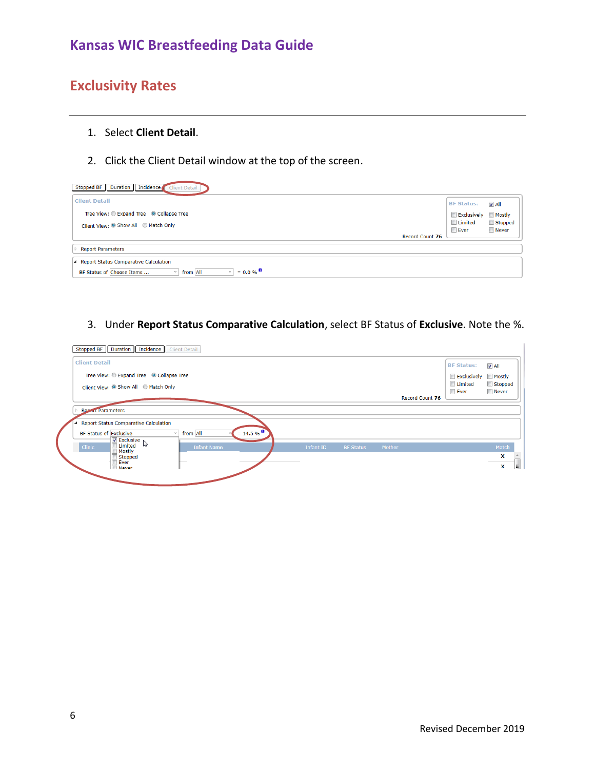# Kansas WIC Breastfeeding Data Guide

## Exclusivity Rates

1. Select **Client Detail**.

2. Click the Client Detail window at the top of the screen.

3. Under **Report Status Comparative Calculation**, select BF Status of **Exclusive**. Note the %.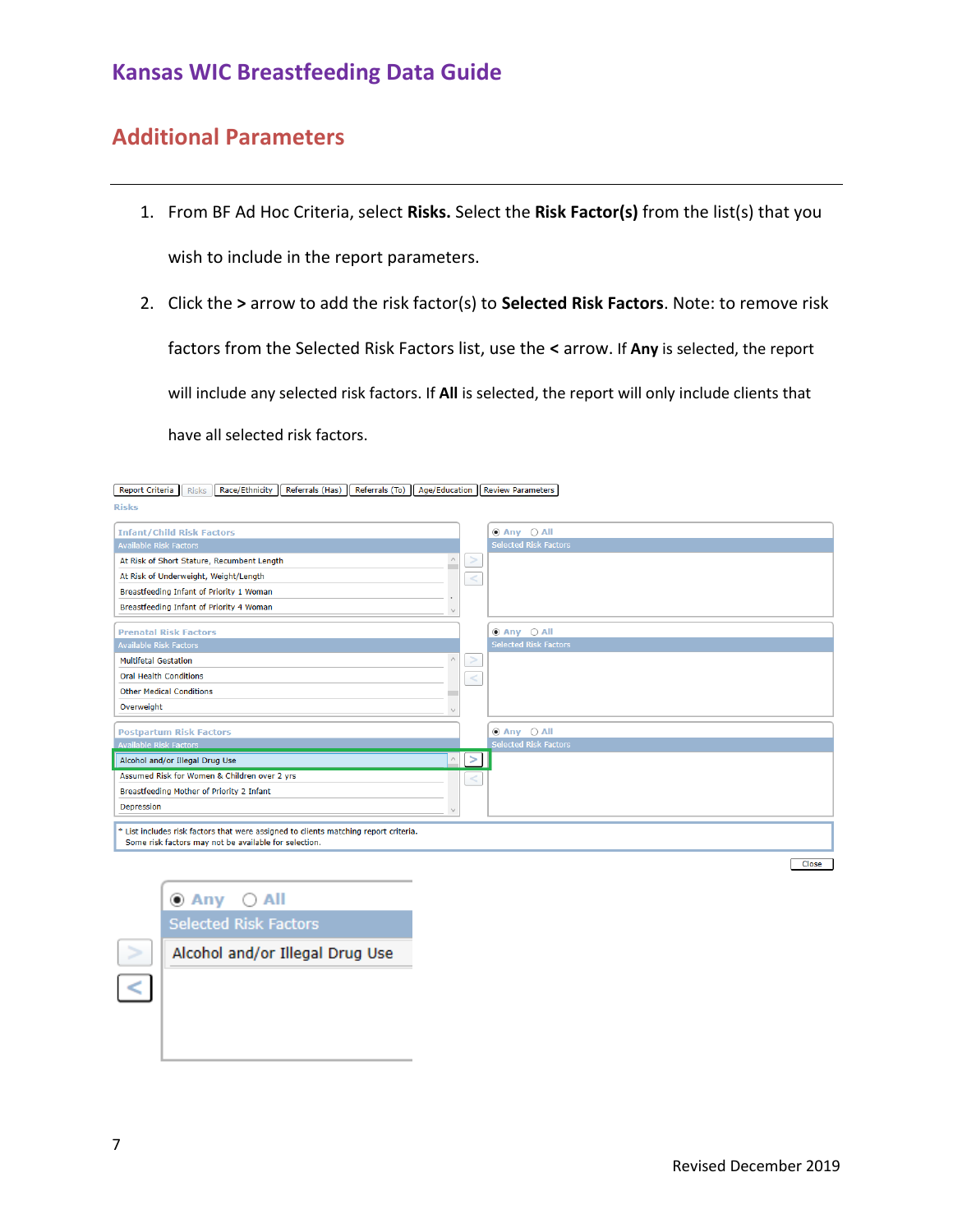# Kansas WIC Breastfeeding Data Guide

## Additional Parameters

1. From BF Ad Hoc Criteria, select **Risks.** Select the **Risk Factor(s)** from the list(s) that you wish to include in the report parameters.
2. Click the **>** arrow to add the risk factor(s) to **Selected Risk Factors**. Note: to remove risk factors from the Selected Risk Factors list, use the **<** arrow. If **Any** is selected, the report will include any selected risk factors. If **All** is selected, the report will only include clients that have all selected risk factors.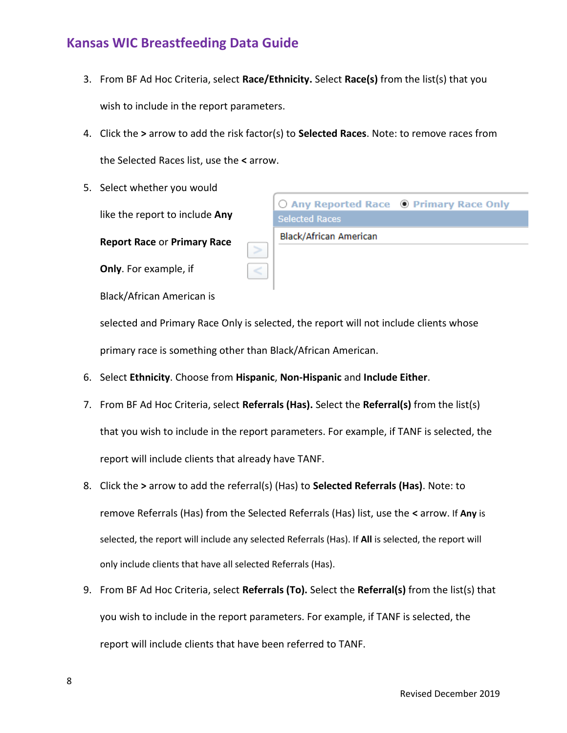3. From BF Ad Hoc Criteria, select **Race/Ethnicity.** Select **Race(s)** from the list(s) that you wish to include in the report parameters.
4. Click the **>** arrow to add the risk factor(s) to **Selected Races**. Note: to remove races from the Selected Races list, use the **<** arrow.
5. Select whether you would like the report to include **Any Report Race** or **Primary Race Only**. For example, if Black/African American is selected and Primary Race Only is selected, the report will not include clients whose primary race is something other than Black/African American.
6. Select **Ethnicity**. Choose from **Hispanic**, **Non-Hispanic** and **Include Either**.
7. From BF Ad Hoc Criteria, select **Referrals (Has).** Select the **Referral(s)** from the list(s) that you wish to include in the report parameters. For example, if TANF is selected, the report will include clients that already have TANF.
8. Click the **>** arrow to add the referral(s) (Has) to **Selected Referrals (Has)**. Note: to remove Referrals (Has) from the Selected Referrals (Has) list, use the **<** arrow. If **Any** is selected, the report will include any selected Referrals (Has). If **All** is selected, the report will only include clients that have all selected Referrals (Has).
9. From BF Ad Hoc Criteria, select **Referrals (To).** Select the **Referral(s)** from the list(s) that you wish to include in the report parameters. For example, if TANF is selected, the report will include clients that have been referred to TANF.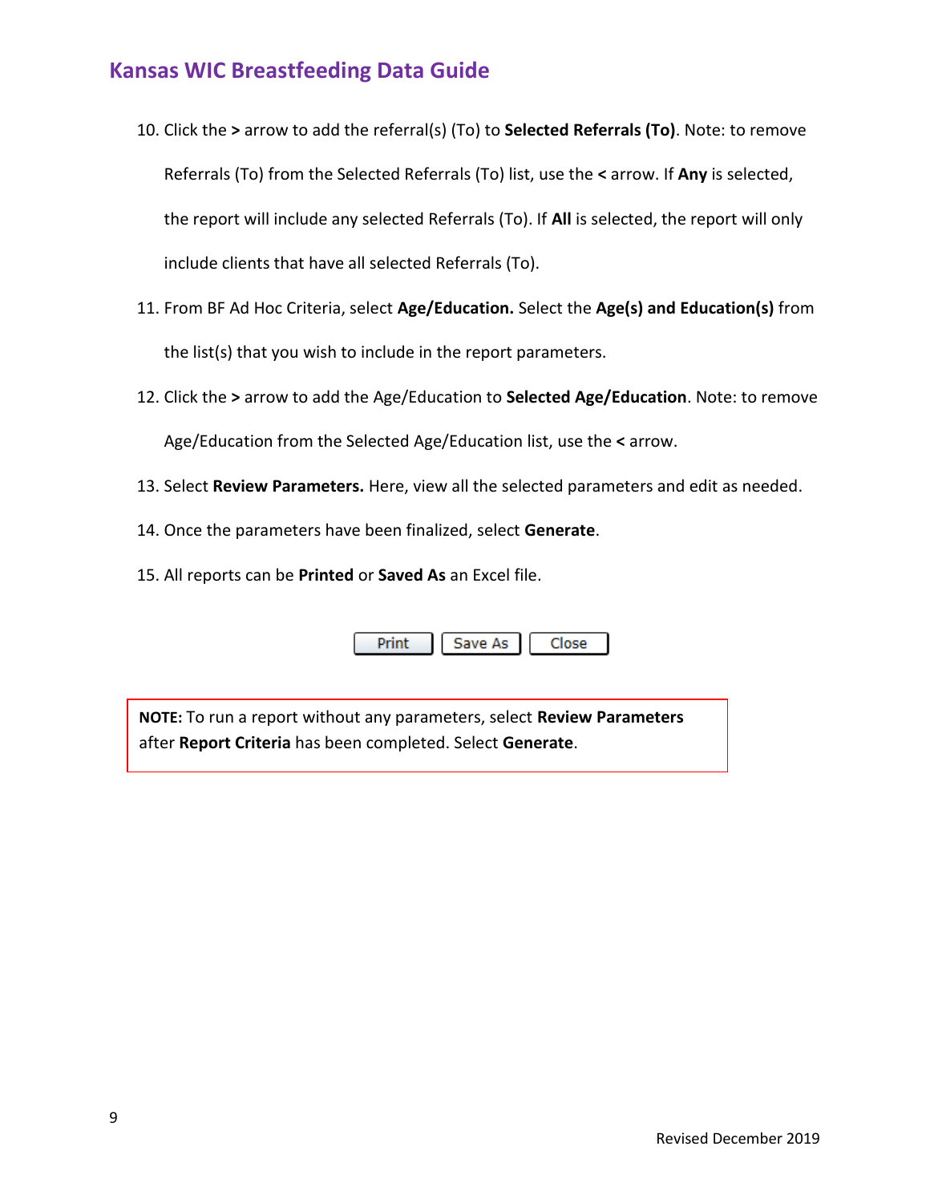10. Click the **>** arrow to add the referral(s) (To) to **Selected Referrals (To)**. Note: to remove Referrals (To) from the Selected Referrals (To) list, use the **<** arrow. If **Any** is selected, the report will include any selected Referrals (To). If **All** is selected, the report will only include clients that have all selected Referrals (To).
11. From BF Ad Hoc Criteria, select **Age/Education.** Select the **Age(s) and Education(s)** from the list(s) that you wish to include in the report parameters.
12. Click the **>** arrow to add the Age/Education to **Selected Age/Education**. Note: to remove Age/Education from the Selected Age/Education list, use the **<** arrow.
13. Select **Review Parameters.** Here, view all the selected parameters and edit as needed.
14. Once the parameters have been finalized, select **Generate**.
15. All reports can be **Printed** or **Saved As** an Excel file.

Print | Save As | Close

**NOTE:** To run a report without any parameters, select **Review Parameters** after **Report Criteria** has been completed. Select **Generate**.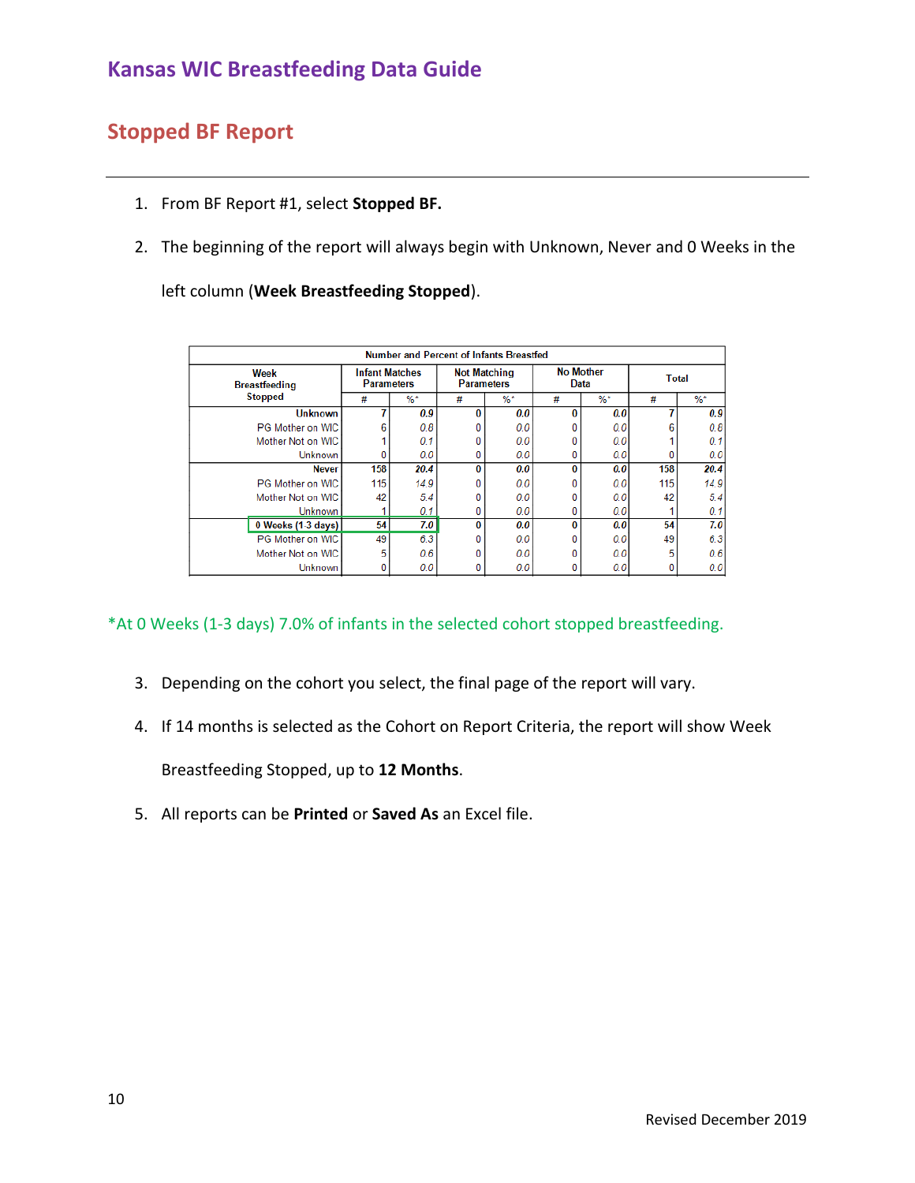# Kansas WIC Breastfeeding Data Guide

## Stopped BF Report

1. From BF Report #1, select **Stopped BF.**
2. The beginning of the report will always begin with Unknown, Never and 0 Weeks in the left column (**Week Breastfeeding Stopped**).

| Number and Percent of Infants Breastfed | | | | | | | | |
|---|---|---|---|---|---|---|---|---|
| Week Breastfeeding Stopped | Infant Matches Parameters | | Not Matching Parameters | | No Mother Data | | Total | |
| | # | %* | # | %* | # | %* | # | %* |
| **Unknown** | **7** | ***0.9*** | **0** | ***0.0*** | **0** | ***0.0*** | **7** | ***0.9*** |
| PG Mother on WIC | 6 | *0.8* | 0 | *0.0* | 0 | *0.0* | 6 | *0.8* |
| Mother Not on WIC | 1 | *0.1* | 0 | *0.0* | 0 | *0.0* | 1 | *0.1* |
| Unknown | 0 | *0.0* | 0 | *0.0* | 0 | *0.0* | 0 | *0.0* |
| **Never** | **158** | ***20.4*** | **0** | ***0.0*** | **0** | ***0.0*** | **158** | ***20.4*** |
| PG Mother on WIC | 115 | *14.9* | 0 | *0.0* | 0 | *0.0* | 115 | *14.9* |
| Mother Not on WIC | 42 | *5.4* | 0 | *0.0* | 0 | *0.0* | 42 | *5.4* |
| Unknown | 1 | *0.1* | 0 | *0.0* | 0 | *0.0* | 1 | *0.1* |
| **0 Weeks (1-3 days)** | **54** | ***7.0*** | **0** | ***0.0*** | **0** | ***0.0*** | **54** | ***7.0*** |
| PG Mother on WIC | 49 | *6.3* | 0 | *0.0* | 0 | *0.0* | 49 | *6.3* |
| Mother Not on WIC | 5 | *0.6* | 0 | *0.0* | 0 | *0.0* | 5 | *0.6* |
| Unknown | 0 | *0.0* | 0 | *0.0* | 0 | *0.0* | 0 | *0.0* |

*At 0 Weeks (1-3 days) 7.0% of infants in the selected cohort stopped breastfeeding.

3. Depending on the cohort you select, the final page of the report will vary.
4. If 14 months is selected as the Cohort on Report Criteria, the report will show Week Breastfeeding Stopped, up to **12 Months**.
5. All reports can be **Printed** or **Saved As** an Excel file.

Revised December 2019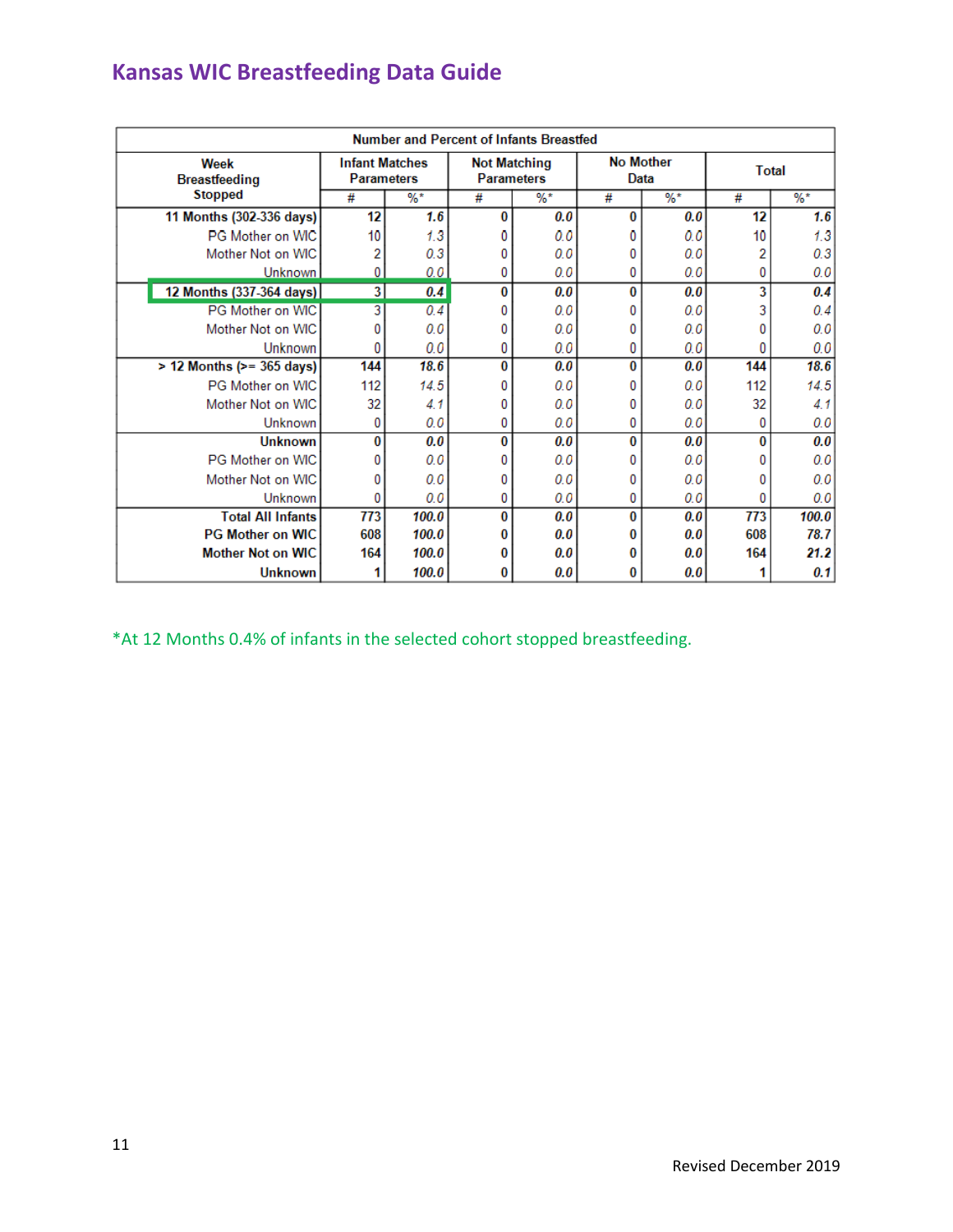## Kansas WIC Breastfeeding Data Guide

| Number and Percent of Infants Breastfed | | | | | | | | |
|---|---|---|---|---|---|---|---|---|
| Week Breastfeeding Stopped | Infant Matches Parameters | | Not Matching Parameters | | No Mother Data | | Total | |
| | # | %* | # | %* | # | %* | # | %* |
| **11 Months (302-336 days)** | **12** | **1.6** | **0** | **0.0** | **0** | **0.0** | **12** | **1.6** |
| PG Mother on WIC | 10 | 1.3 | 0 | 0.0 | 0 | 0.0 | 10 | 1.3 |
| Mother Not on WIC | 2 | 0.3 | 0 | 0.0 | 0 | 0.0 | 2 | 0.3 |
| Unknown | 0 | 0.0 | 0 | 0.0 | 0 | 0.0 | 0 | 0.0 |
| **12 Months (337-364 days)** | **3** | **0.4** | **0** | **0.0** | **0** | **0.0** | **3** | **0.4** |
| PG Mother on WIC | 3 | 0.4 | 0 | 0.0 | 0 | 0.0 | 3 | 0.4 |
| Mother Not on WIC | 0 | 0.0 | 0 | 0.0 | 0 | 0.0 | 0 | 0.0 |
| Unknown | 0 | 0.0 | 0 | 0.0 | 0 | 0.0 | 0 | 0.0 |
| **> 12 Months (>= 365 days)** | **144** | **18.6** | **0** | **0.0** | **0** | **0.0** | **144** | **18.6** |
| PG Mother on WIC | 112 | 14.5 | 0 | 0.0 | 0 | 0.0 | 112 | 14.5 |
| Mother Not on WIC | 32 | 4.1 | 0 | 0.0 | 0 | 0.0 | 32 | 4.1 |
| Unknown | 0 | 0.0 | 0 | 0.0 | 0 | 0.0 | 0 | 0.0 |
| **Unknown** | **0** | **0.0** | **0** | **0.0** | **0** | **0.0** | **0** | **0.0** |
| PG Mother on WIC | 0 | 0.0 | 0 | 0.0 | 0 | 0.0 | 0 | 0.0 |
| Mother Not on WIC | 0 | 0.0 | 0 | 0.0 | 0 | 0.0 | 0 | 0.0 |
| Unknown | 0 | 0.0 | 0 | 0.0 | 0 | 0.0 | 0 | 0.0 |
| **Total All Infants** | **773** | **100.0** | **0** | **0.0** | **0** | **0.0** | **773** | **100.0** |
| **PG Mother on WIC** | **608** | **100.0** | **0** | **0.0** | **0** | **0.0** | **608** | **78.7** |
| **Mother Not on WIC** | **164** | **100.0** | **0** | **0.0** | **0** | **0.0** | **164** | **21.2** |
| **Unknown** | **1** | **100.0** | **0** | **0.0** | **0** | **0.0** | **1** | **0.1** |

*At 12 Months 0.4% of infants in the selected cohort stopped breastfeeding.

Revised December 2019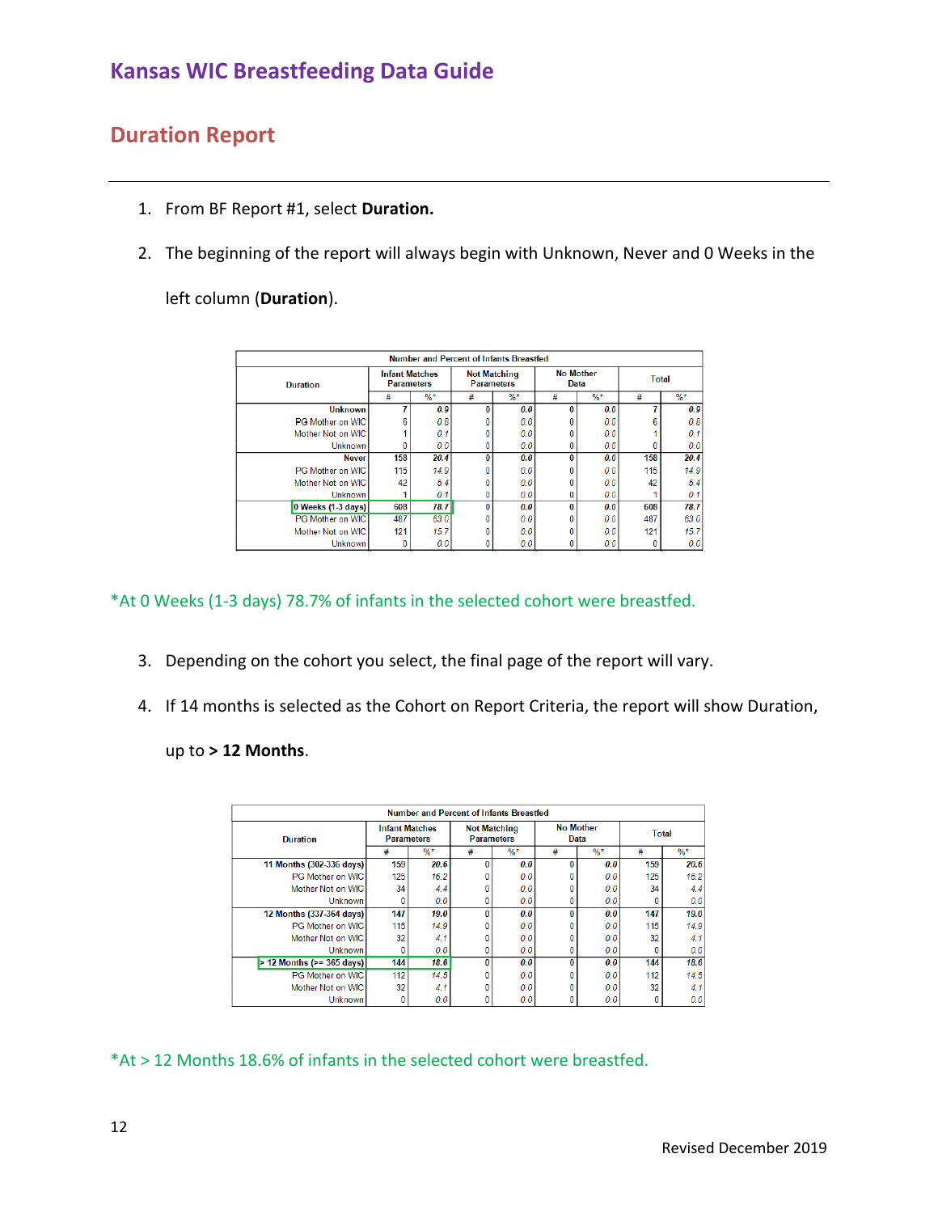# Kansas WIC Breastfeeding Data Guide

## Duration Report

1. From BF Report #1, select **Duration.**
2. The beginning of the report will always begin with Unknown, Never and 0 Weeks in the left column (**Duration**).

| Number and Percent of Infants Breastfed | | | | | | | | |
|---|---|---|---|---|---|---|---|---|
| Duration | Infant Matches Parameters | | Not Matching Parameters | | No Mother Data | | Total | |
| | # | %* | # | %* | # | %* | # | %* |
| **Unknown** | 7 | 0.9 | 0 | 0.0 | 0 | 0.0 | 7 | 0.9 |
| PG Mother on WIC | 6 | 0.8 | 0 | 0.0 | 0 | 0.0 | 6 | 0.8 |
| Mother Not on WIC | 1 | 0.1 | 0 | 0.0 | 0 | 0.0 | 1 | 0.1 |
| Unknown | 0 | 0.0 | 0 | 0.0 | 0 | 0.0 | 0 | 0.0 |
| **Never** | 158 | 20.4 | 0 | 0.0 | 0 | 0.0 | 158 | 20.4 |
| PG Mother on WIC | 115 | 14.9 | 0 | 0.0 | 0 | 0.0 | 115 | 14.9 |
| Mother Not on WIC | 42 | 5.4 | 0 | 0.0 | 0 | 0.0 | 42 | 5.4 |
| Unknown | 1 | 0.1 | 0 | 0.0 | 0 | 0.0 | 1 | 0.1 |
| **0 Weeks (1-3 days)** | 608 | 78.7 | 0 | 0.0 | 0 | 0.0 | 608 | 78.7 |
| PG Mother on WIC | 487 | 63.0 | 0 | 0.0 | 0 | 0.0 | 487 | 63.0 |
| Mother Not on WIC | 121 | 15.7 | 0 | 0.0 | 0 | 0.0 | 121 | 15.7 |
| Unknown | 0 | 0.0 | 0 | 0.0 | 0 | 0.0 | 0 | 0.0 |

*At 0 Weeks (1-3 days) 78.7% of infants in the selected cohort were breastfed.

3. Depending on the cohort you select, the final page of the report will vary.
4. If 14 months is selected as the Cohort on Report Criteria, the report will show Duration, up to **> 12 Months**.

| Number and Percent of Infants Breastfed | | | | | | | | |
|---|---|---|---|---|---|---|---|---|
| Duration | Infant Matches Parameters | | Not Matching Parameters | | No Mother Data | | Total | |
| | # | %* | # | %* | # | %* | # | %* |
| **11 Months (302-336 days)** | 159 | 20.6 | 0 | 0.0 | 0 | 0.0 | 159 | 20.6 |
| PG Mother on WIC | 125 | 16.2 | 0 | 0.0 | 0 | 0.0 | 125 | 16.2 |
| Mother Not on WIC | 34 | 4.4 | 0 | 0.0 | 0 | 0.0 | 34 | 4.4 |
| Unknown | 0 | 0.0 | 0 | 0.0 | 0 | 0.0 | 0 | 0.0 |
| **12 Months (337-364 days)** | 147 | 19.0 | 0 | 0.0 | 0 | 0.0 | 147 | 19.0 |
| PG Mother on WIC | 115 | 14.9 | 0 | 0.0 | 0 | 0.0 | 115 | 14.9 |
| Mother Not on WIC | 32 | 4.1 | 0 | 0.0 | 0 | 0.0 | 32 | 4.1 |
| Unknown | 0 | 0.0 | 0 | 0.0 | 0 | 0.0 | 0 | 0.0 |
| **> 12 Months (>= 365 days)** | 144 | 18.6 | 0 | 0.0 | 0 | 0.0 | 144 | 18.6 |
| PG Mother on WIC | 112 | 14.5 | 0 | 0.0 | 0 | 0.0 | 112 | 14.5 |
| Mother Not on WIC | 32 | 4.1 | 0 | 0.0 | 0 | 0.0 | 32 | 4.1 |
| Unknown | 0 | 0.0 | 0 | 0.0 | 0 | 0.0 | 0 | 0.0 |

*At > 12 Months 18.6% of infants in the selected cohort were breastfed.

Revised December 2019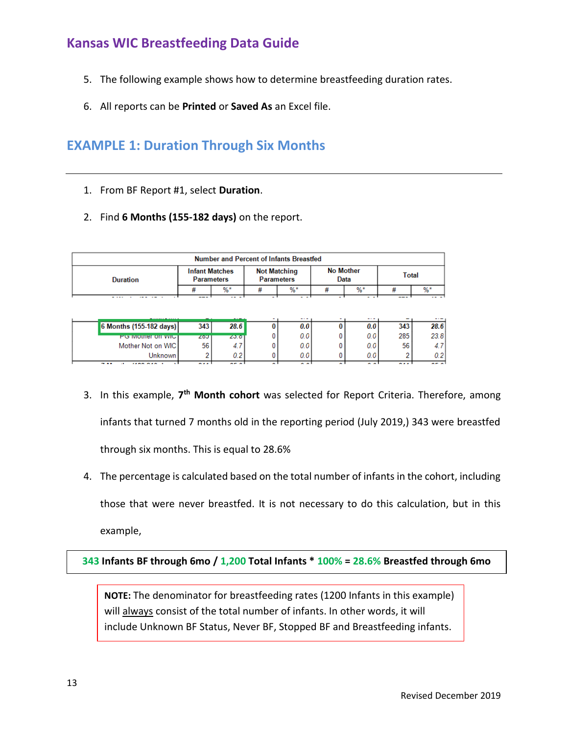## Kansas WIC Breastfeeding Data Guide

5. The following example shows how to determine breastfeeding duration rates.

6. All reports can be **Printed** or **Saved As** an Excel file.

## EXAMPLE 1: Duration Through Six Months

---

1. From BF Report #1, select **Duration**.

2. Find **6 Months (155-182 days)** on the report.

| Duration | Infant Matches Parameters | | Not Matching Parameters | | No Mother Data | | Total | |
|---|---|---|---|---|---|---|---|---|
| | # | %* | # | %* | # | %* | # | %* |
| **6 Months (155-182 days)** | 343 | 28.6 | 0 | 0.0 | 0 | 0.0 | 343 | 28.6 |
| PG Mother on WIC | 285 | 23.8 | 0 | 0.0 | 0 | 0.0 | 285 | 23.8 |
| Mother Not on WIC | 56 | 4.7 | 0 | 0.0 | 0 | 0.0 | 56 | 4.7 |
| Unknown | 2 | 0.2 | 0 | 0.0 | 0 | 0.0 | 2 | 0.2 |

3. In this example, **7th Month cohort** was selected for Report Criteria. Therefore, among infants that turned 7 months old in the reporting period (July 2019,) 343 were breastfed through six months. This is equal to 28.6%

4. The percentage is calculated based on the total number of infants in the cohort, including those that were never breastfed. It is not necessary to do this calculation, but in this example,

**343 Infants BF through 6mo / 1,200 Total Infants * 100% = 28.6% Breastfed through 6mo**

**NOTE:** The denominator for breastfeeding rates (1200 Infants in this example) will always consist of the total number of infants. In other words, it will include Unknown BF Status, Never BF, Stopped BF and Breastfeeding infants.

Revised December 2019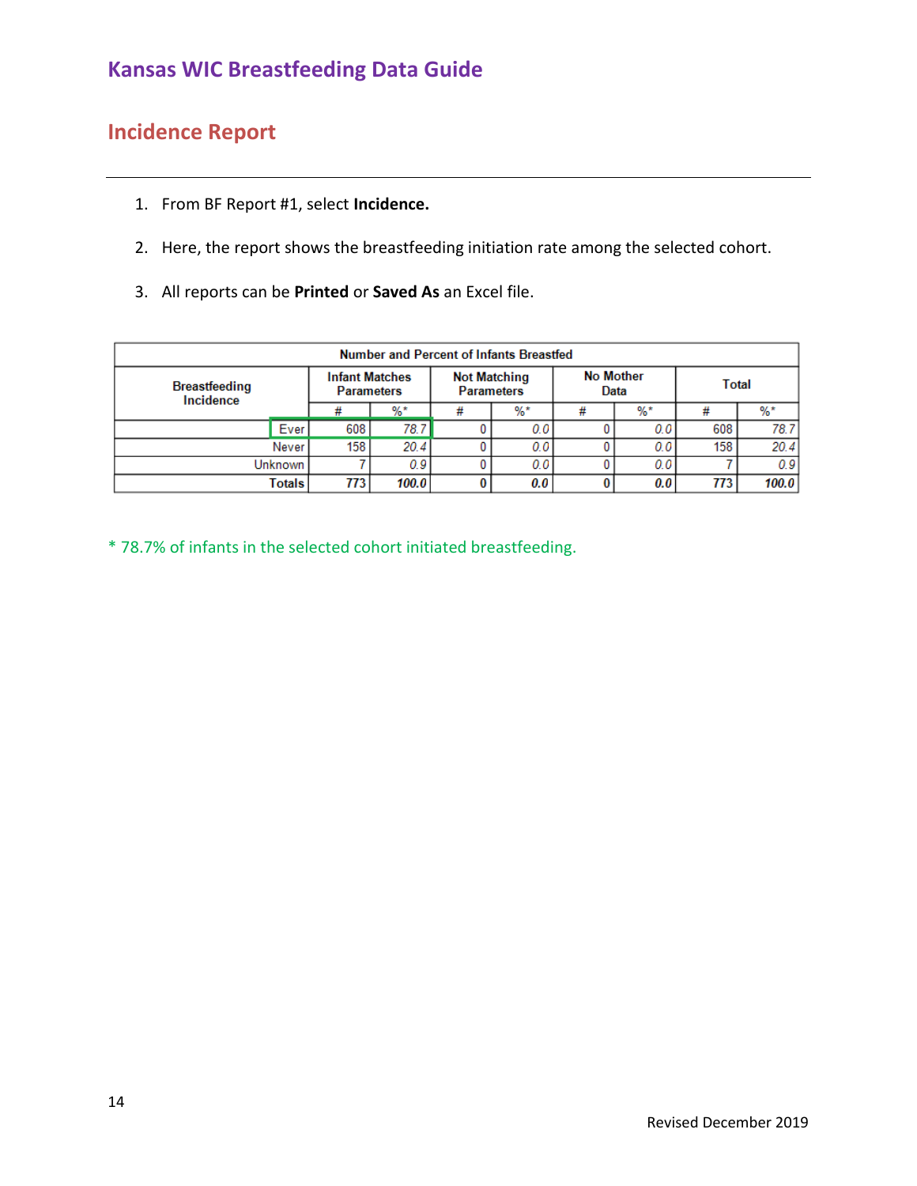# Kansas WIC Breastfeeding Data Guide

## Incidence Report

1. From BF Report #1, select **Incidence.**
2. Here, the report shows the breastfeeding initiation rate among the selected cohort.
3. All reports can be **Printed** or **Saved As** an Excel file.

| Number and Percent of Infants Breastfed | | | | | | | | |
|---|---|---|---|---|---|---|---|---|
| Breastfeeding Incidence | Infant Matches Parameters | | Not Matching Parameters | | No Mother Data | | Total | |
| | # | %* | # | %* | # | %* | # | %* |
| Ever | 608 | 78.7 | 0 | 0.0 | 0 | 0.0 | 608 | 78.7 |
| Never | 158 | 20.4 | 0 | 0.0 | 0 | 0.0 | 158 | 20.4 |
| Unknown | 7 | 0.9 | 0 | 0.0 | 0 | 0.0 | 7 | 0.9 |
| **Totals** | **773** | **100.0** | **0** | **0.0** | **0** | **0.0** | **773** | **100.0** |

* 78.7% of infants in the selected cohort initiated breastfeeding.

Revised December 2019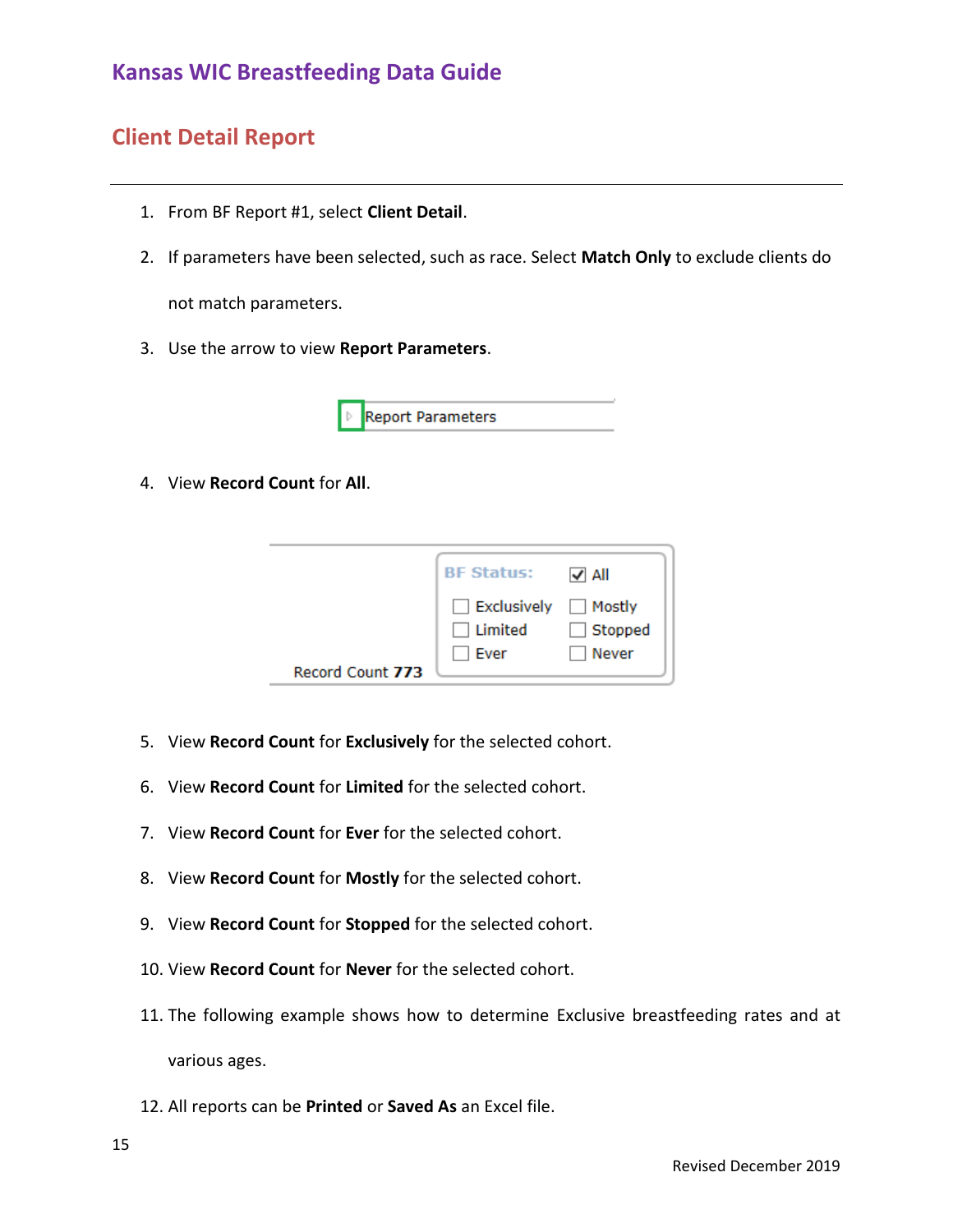# Kansas WIC Breastfeeding Data Guide

## Client Detail Report

1. From BF Report #1, select **Client Detail**.
2. If parameters have been selected, such as race. Select **Match Only** to exclude clients do not match parameters.
3. Use the arrow to view **Report Parameters**.

Report Parameters

4. View **Record Count** for **All**.

BF Status: ☑ All
☐ Exclusively ☐ Mostly
☐ Limited ☐ Stopped
☐ Ever ☐ Never
Record Count **773**

5. View **Record Count** for **Exclusively** for the selected cohort.
6. View **Record Count** for **Limited** for the selected cohort.
7. View **Record Count** for **Ever** for the selected cohort.
8. View **Record Count** for **Mostly** for the selected cohort.
9. View **Record Count** for **Stopped** for the selected cohort.
10. View **Record Count** for **Never** for the selected cohort.
11. The following example shows how to determine Exclusive breastfeeding rates and at various ages.
12. All reports can be **Printed** or **Saved As** an Excel file.

Revised December 2019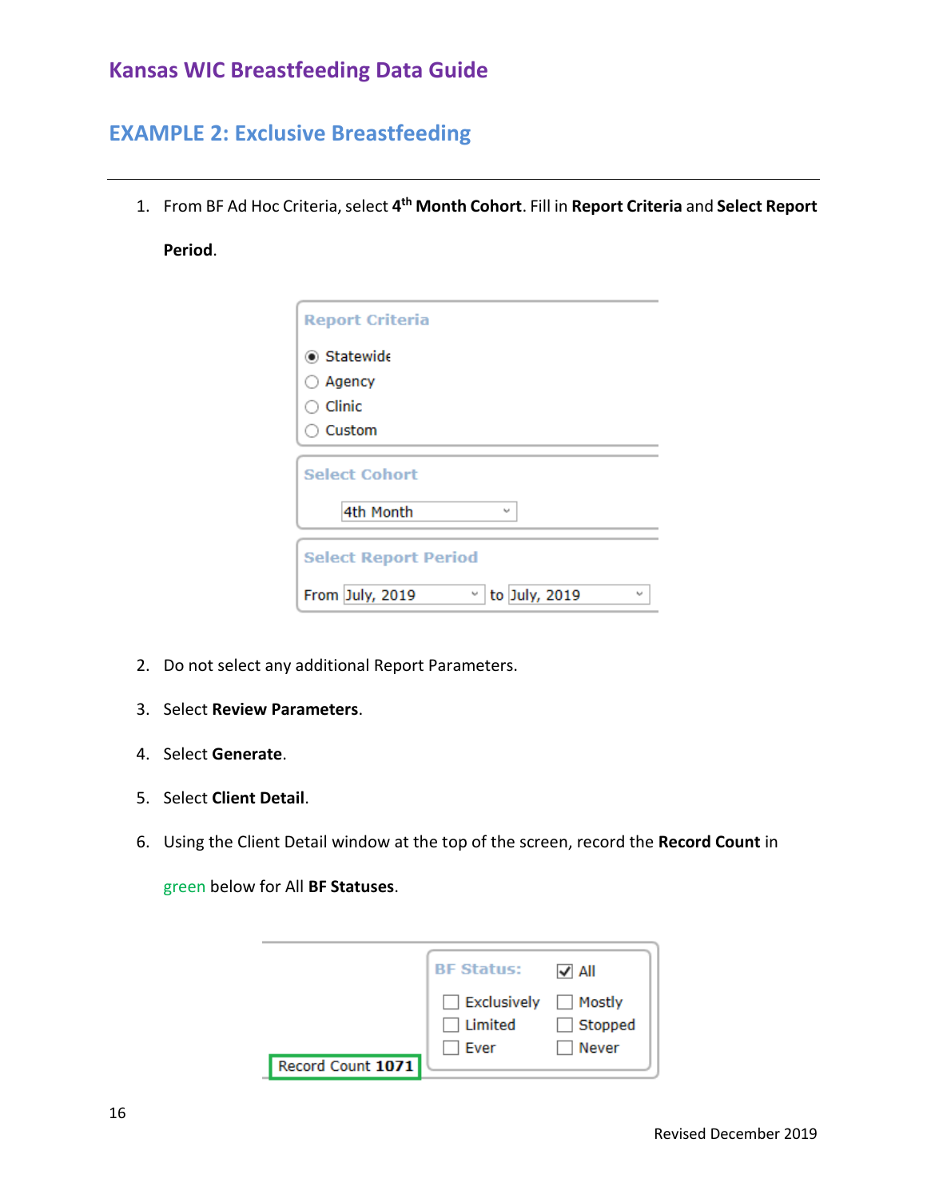# Kansas WIC Breastfeeding Data Guide

## EXAMPLE 2: Exclusive Breastfeeding

1. From BF Ad Hoc Criteria, select **4th Month Cohort**. Fill in **Report Criteria** and **Select Report Period**.

   **Report Criteria**
   - (●) Statewide
   - ( ) Agency
   - ( ) Clinic
   - ( ) Custom

   **Select Cohort**
   4th Month

   **Select Report Period**
   From July, 2019 to July, 2019

2. Do not select any additional Report Parameters.
3. Select **Review Parameters**.
4. Select **Generate**.
5. Select **Client Detail**.
6. Using the Client Detail window at the top of the screen, record the **Record Count** in green below for All **BF Statuses**.

   **BF Status:** ☑ All
   - ☐ Exclusively ☐ Mostly
   - ☐ Limited ☐ Stopped
   - ☐ Ever ☐ Never

   Record Count **1071**

Revised December 2019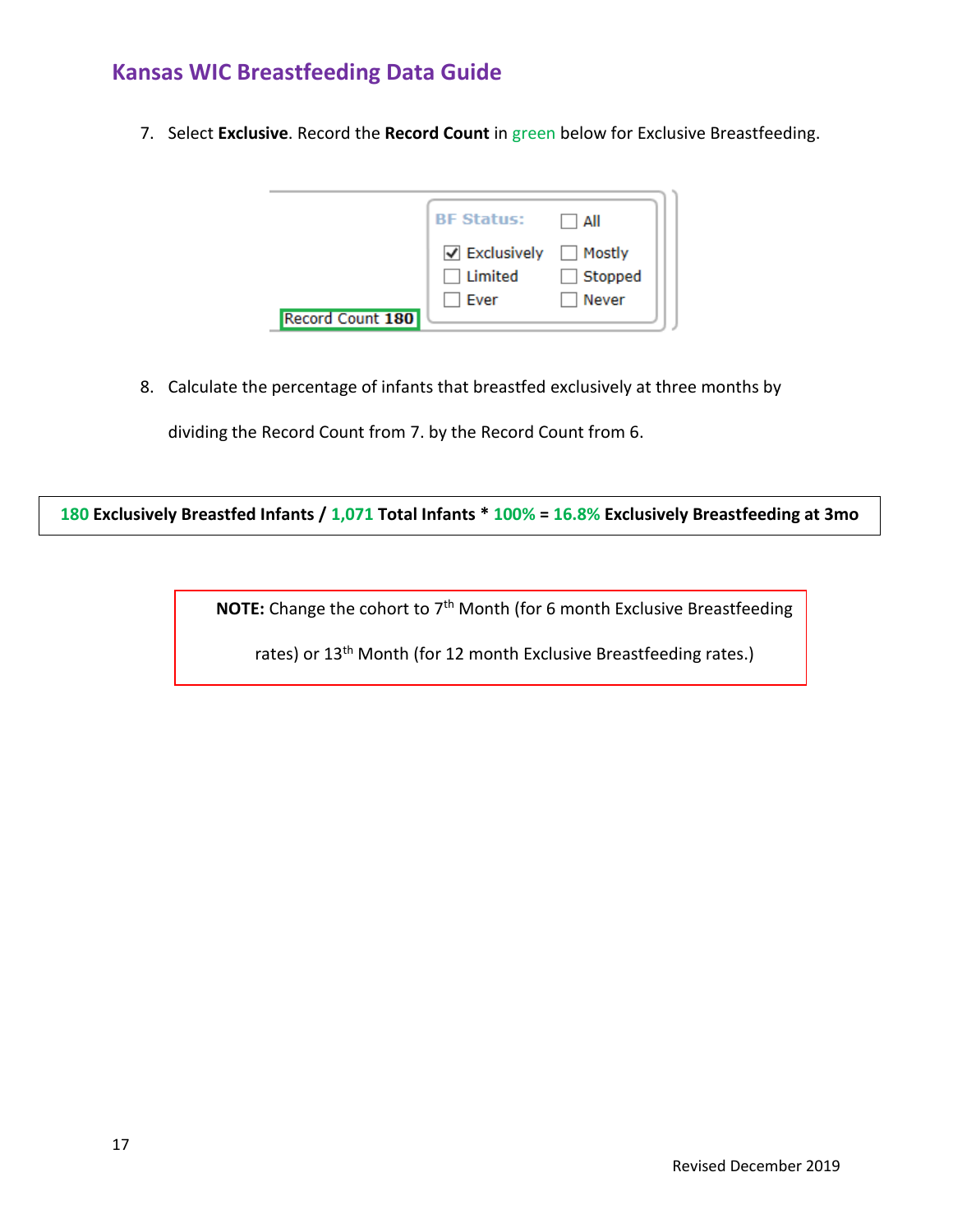## Kansas WIC Breastfeeding Data Guide

7. Select **Exclusive**. Record the **Record Count** in green below for Exclusive Breastfeeding.

BF Status:
- [ ] All
- [x] Exclusively
- [ ] Mostly
- [ ] Limited
- [ ] Stopped
- [ ] Ever
- [ ] Never

Record Count **180**

8. Calculate the percentage of infants that breastfed exclusively at three months by dividing the Record Count from 7. by the Record Count from 6.

**180 Exclusively Breastfed Infants / 1,071 Total Infants * 100% = 16.8% Exclusively Breastfeeding at 3mo**

**NOTE:** Change the cohort to 7th Month (for 6 month Exclusive Breastfeeding rates) or 13th Month (for 12 month Exclusive Breastfeeding rates.)

Revised December 2019